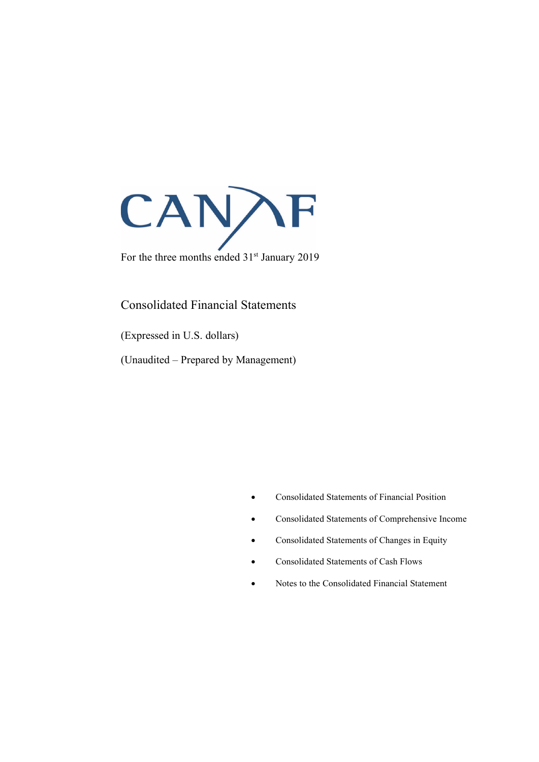# CANAF

For the three months ended 31st January 2019

## Consolidated Financial Statements

(Expressed in U.S. dollars)

(Unaudited – Prepared by Management)

- Consolidated Statements of Financial Position
- Consolidated Statements of Comprehensive Income
- Consolidated Statements of Changes in Equity
- Consolidated Statements of Cash Flows
- Notes to the Consolidated Financial Statement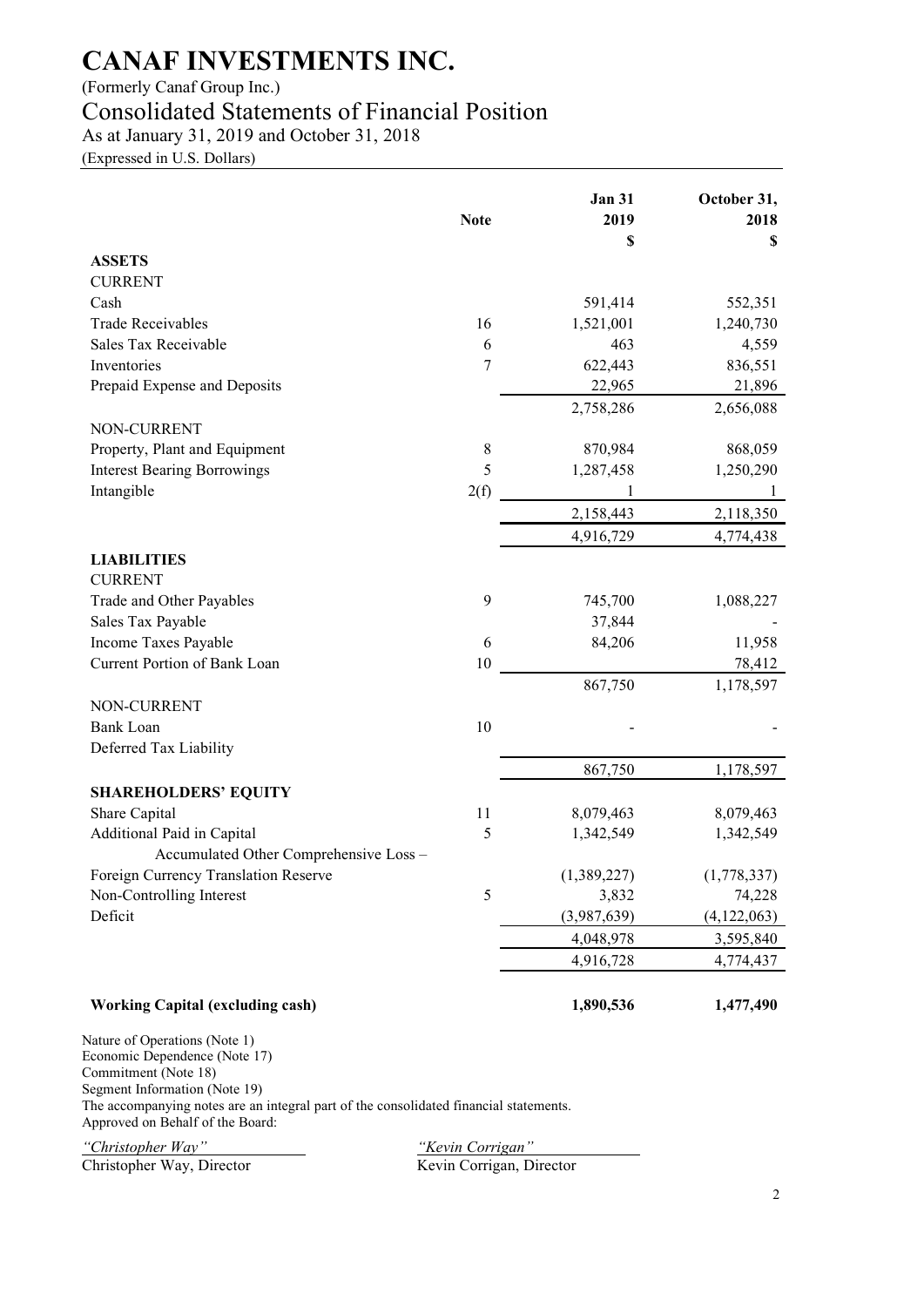# CANAF INVESTMENTS INC.

(Formerly Canaf Group Inc.)

## Consolidated Statements of Financial Position

As at January 31, 2019 and October 31, 2018

(Expressed in U.S. Dollars)

| | Note | Jan 31 2019 $ | October 31, 2018 $ |
|---|---|---|---|
| **ASSETS** | | | |
| CURRENT | | | |
| Cash | | 591,414 | 552,351 |
| Trade Receivables | 16 | 1,521,001 | 1,240,730 |
| Sales Tax Receivable | 6 | 463 | 4,559 |
| Inventories | 7 | 622,443 | 836,551 |
| Prepaid Expense and Deposits | | 22,965 | 21,896 |
| | | 2,758,286 | 2,656,088 |
| NON-CURRENT | | | |
| Property, Plant and Equipment | 8 | 870,984 | 868,059 |
| Interest Bearing Borrowings | 5 | 1,287,458 | 1,250,290 |
| Intangible | 2(f) | 1 | 1 |
| | | 2,158,443 | 2,118,350 |
| | | 4,916,729 | 4,774,438 |
| **LIABILITIES** | | | |
| CURRENT | | | |
| Trade and Other Payables | 9 | 745,700 | 1,088,227 |
| Sales Tax Payable | | 37,844 | - |
| Income Taxes Payable | 6 | 84,206 | 11,958 |
| Current Portion of Bank Loan | 10 | | 78,412 |
| | | 867,750 | 1,178,597 |
| NON-CURRENT | | | |
| Bank Loan | 10 | - | - |
| Deferred Tax Liability | | | |
| | | 867,750 | 1,178,597 |
| **SHAREHOLDERS' EQUITY** | | | |
| Share Capital | 11 | 8,079,463 | 8,079,463 |
| Additional Paid in Capital | 5 | 1,342,549 | 1,342,549 |
| Accumulated Other Comprehensive Loss – Foreign Currency Translation Reserve | | (1,389,227) | (1,778,337) |
| Non-Controlling Interest | 5 | 3,832 | 74,228 |
| Deficit | | (3,987,639) | (4,122,063) |
| | | 4,048,978 | 3,595,840 |
| | | 4,916,728 | 4,774,437 |
| **Working Capital (excluding cash)** | | **1,890,536** | **1,477,490** |

Nature of Operations (Note 1)
Economic Dependence (Note 17)
Commitment (Note 18)
Segment Information (Note 19)
The accompanying notes are an integral part of the consolidated financial statements.
Approved on Behalf of the Board:

*"Christopher Way"*
Christopher Way, Director

*"Kevin Corrigan"*
Kevin Corrigan, Director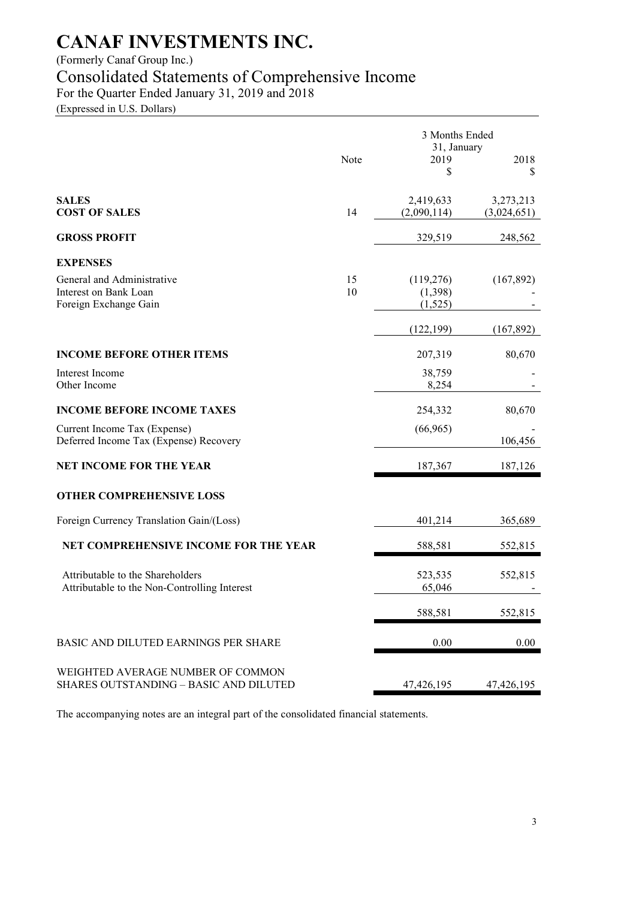# CANAF INVESTMENTS INC.

(Formerly Canaf Group Inc.)

## Consolidated Statements of Comprehensive Income

For the Quarter Ended January 31, 2019 and 2018

(Expressed in U.S. Dollars)

| | Note | 3 Months Ended 31, January 2019 $ | 2018 $ |
|---|---|---|---|
| **SALES** | | 2,419,633 | 3,273,213 |
| **COST OF SALES** | 14 | (2,090,114) | (3,024,651) |
| **GROSS PROFIT** | | 329,519 | 248,562 |
| **EXPENSES** | | | |
| General and Administrative | 15 | (119,276) | (167,892) |
| Interest on Bank Loan | 10 | (1,398) | - |
| Foreign Exchange Gain | | (1,525) | - |
| | | (122,199) | (167,892) |
| **INCOME BEFORE OTHER ITEMS** | | 207,319 | 80,670 |
| Interest Income | | 38,759 | - |
| Other Income | | 8,254 | - |
| **INCOME BEFORE INCOME TAXES** | | 254,332 | 80,670 |
| Current Income Tax (Expense) | | (66,965) | - |
| Deferred Income Tax (Expense) Recovery | | | 106,456 |
| **NET INCOME FOR THE YEAR** | | 187,367 | 187,126 |
| **OTHER COMPREHENSIVE LOSS** | | | |
| Foreign Currency Translation Gain/(Loss) | | 401,214 | 365,689 |
| **NET COMPREHENSIVE INCOME FOR THE YEAR** | | 588,581 | 552,815 |
| Attributable to the Shareholders | | 523,535 | 552,815 |
| Attributable to the Non-Controlling Interest | | 65,046 | - |
| | | 588,581 | 552,815 |
| BASIC AND DILUTED EARNINGS PER SHARE | | 0.00 | 0.00 |
| WEIGHTED AVERAGE NUMBER OF COMMON SHARES OUTSTANDING – BASIC AND DILUTED | | 47,426,195 | 47,426,195 |

The accompanying notes are an integral part of the consolidated financial statements.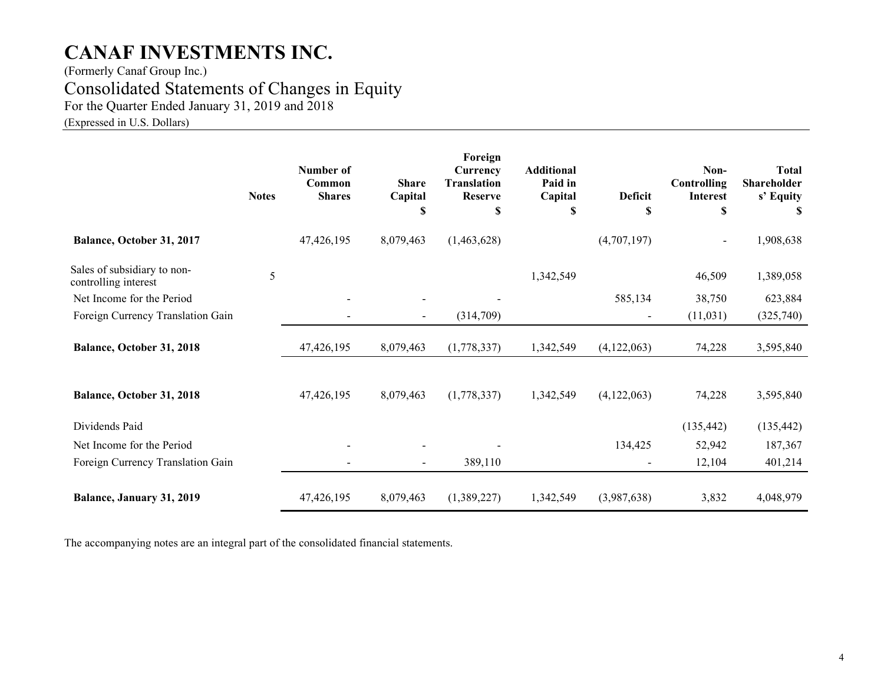# CANAF INVESTMENTS INC.

(Formerly Canaf Group Inc.)

## Consolidated Statements of Changes in Equity

For the Quarter Ended January 31, 2019 and 2018

(Expressed in U.S. Dollars)

| | Notes | Number of Common Shares | Share Capital $ | Foreign Currency Translation Reserve $ | Additional Paid in Capital $ | Deficit $ | Non-Controlling Interest $ | Total Shareholders' Equity $ |
|---|---|---|---|---|---|---|---|---|
| **Balance, October 31, 2017** | | 47,426,195 | 8,079,463 | (1,463,628) | | (4,707,197) | - | 1,908,638 |
| Sales of subsidiary to non-controlling interest | 5 | | | | 1,342,549 | | 46,509 | 1,389,058 |
| Net Income for the Period | | - | - | - | | 585,134 | 38,750 | 623,884 |
| Foreign Currency Translation Gain | | - | - | (314,709) | | - | (11,031) | (325,740) |
| **Balance, October 31, 2018** | | 47,426,195 | 8,079,463 | (1,778,337) | 1,342,549 | (4,122,063) | 74,228 | 3,595,840 |
| | | | | | | | | |
| **Balance, October 31, 2018** | | 47,426,195 | 8,079,463 | (1,778,337) | 1,342,549 | (4,122,063) | 74,228 | 3,595,840 |
| Dividends Paid | | | | | | | (135,442) | (135,442) |
| Net Income for the Period | | - | - | - | | 134,425 | 52,942 | 187,367 |
| Foreign Currency Translation Gain | | - | - | 389,110 | | - | 12,104 | 401,214 |
| **Balance, January 31, 2019** | | 47,426,195 | 8,079,463 | (1,389,227) | 1,342,549 | (3,987,638) | 3,832 | 4,048,979 |

The accompanying notes are an integral part of the consolidated financial statements.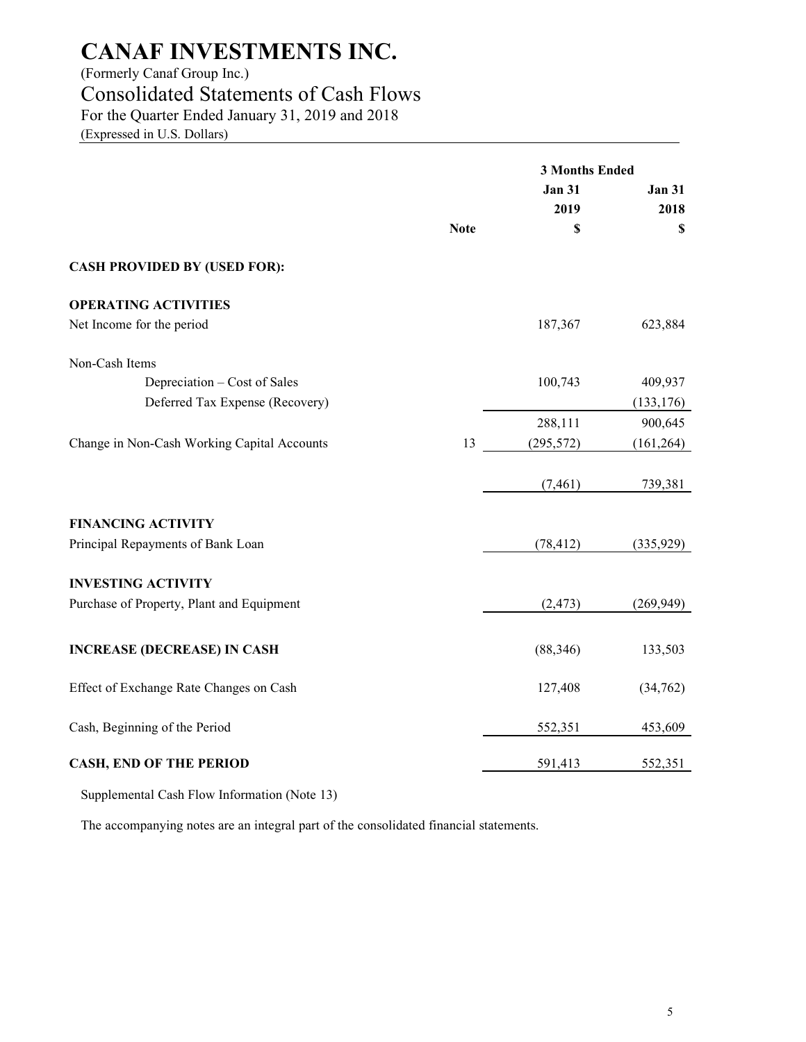# CANAF INVESTMENTS INC.

(Formerly Canaf Group Inc.)

## Consolidated Statements of Cash Flows

For the Quarter Ended January 31, 2019 and 2018

(Expressed in U.S. Dollars)

| | | 3 Months Ended | |
|---|---|---|---|
| | | Jan 31 2019 | Jan 31 2018 |
| | Note | $ | $ |
| **CASH PROVIDED BY (USED FOR):** | | | |
| **OPERATING ACTIVITIES** | | | |
| Net Income for the period | | 187,367 | 623,884 |
| Non-Cash Items | | | |
| Depreciation – Cost of Sales | | 100,743 | 409,937 |
| Deferred Tax Expense (Recovery) | | | (133,176) |
| | | 288,111 | 900,645 |
| Change in Non-Cash Working Capital Accounts | 13 | (295,572) | (161,264) |
| | | (7,461) | 739,381 |
| **FINANCING ACTIVITY** | | | |
| Principal Repayments of Bank Loan | | (78,412) | (335,929) |
| **INVESTING ACTIVITY** | | | |
| Purchase of Property, Plant and Equipment | | (2,473) | (269,949) |
| **INCREASE (DECREASE) IN CASH** | | (88,346) | 133,503 |
| Effect of Exchange Rate Changes on Cash | | 127,408 | (34,762) |
| Cash, Beginning of the Period | | 552,351 | 453,609 |
| **CASH, END OF THE PERIOD** | | 591,413 | 552,351 |

Supplemental Cash Flow Information (Note 13)

The accompanying notes are an integral part of the consolidated financial statements.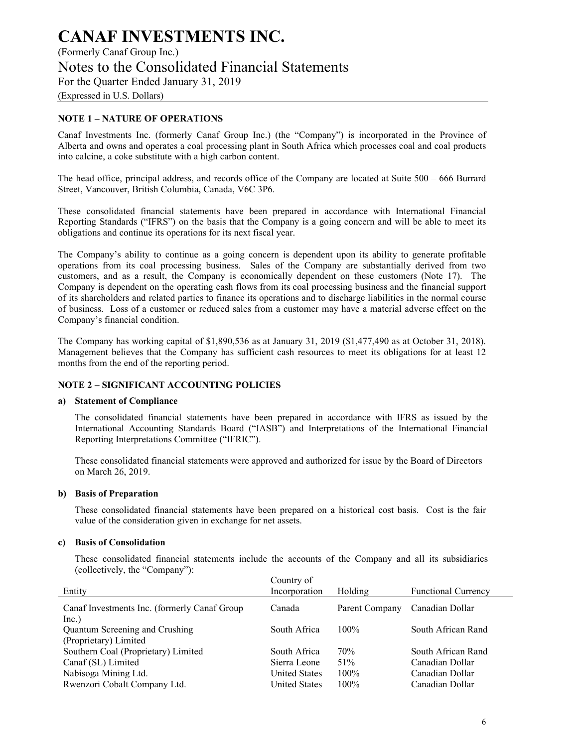# CANAF INVESTMENTS INC.

(Formerly Canaf Group Inc.)

Notes to the Consolidated Financial Statements

For the Quarter Ended January 31, 2019

(Expressed in U.S. Dollars)

## NOTE 1 – NATURE OF OPERATIONS

Canaf Investments Inc. (formerly Canaf Group Inc.) (the "Company") is incorporated in the Province of Alberta and owns and operates a coal processing plant in South Africa which processes coal and coal products into calcine, a coke substitute with a high carbon content.

The head office, principal address, and records office of the Company are located at Suite 500 – 666 Burrard Street, Vancouver, British Columbia, Canada, V6C 3P6.

These consolidated financial statements have been prepared in accordance with International Financial Reporting Standards ("IFRS") on the basis that the Company is a going concern and will be able to meet its obligations and continue its operations for its next fiscal year.

The Company's ability to continue as a going concern is dependent upon its ability to generate profitable operations from its coal processing business. Sales of the Company are substantially derived from two customers, and as a result, the Company is economically dependent on these customers (Note 17). The Company is dependent on the operating cash flows from its coal processing business and the financial support of its shareholders and related parties to finance its operations and to discharge liabilities in the normal course of business. Loss of a customer or reduced sales from a customer may have a material adverse effect on the Company's financial condition.

The Company has working capital of $1,890,536 as at January 31, 2019 ($1,477,490 as at October 31, 2018). Management believes that the Company has sufficient cash resources to meet its obligations for at least 12 months from the end of the reporting period.

## NOTE 2 – SIGNIFICANT ACCOUNTING POLICIES

### a) Statement of Compliance

The consolidated financial statements have been prepared in accordance with IFRS as issued by the International Accounting Standards Board ("IASB") and Interpretations of the International Financial Reporting Interpretations Committee ("IFRIC").

These consolidated financial statements were approved and authorized for issue by the Board of Directors on March 26, 2019.

### b) Basis of Preparation

These consolidated financial statements have been prepared on a historical cost basis. Cost is the fair value of the consideration given in exchange for net assets.

### c) Basis of Consolidation

These consolidated financial statements include the accounts of the Company and all its subsidiaries (collectively, the "Company"):

| Entity | Country of Incorporation | Holding | Functional Currency |
|---|---|---|---|
| Canaf Investments Inc. (formerly Canaf Group Inc.) | Canada | Parent Company | Canadian Dollar |
| Quantum Screening and Crushing (Proprietary) Limited | South Africa | 100% | South African Rand |
| Southern Coal (Proprietary) Limited | South Africa | 70% | South African Rand |
| Canaf (SL) Limited | Sierra Leone | 51% | Canadian Dollar |
| Nabisoga Mining Ltd. | United States | 100% | Canadian Dollar |
| Rwenzori Cobalt Company Ltd. | United States | 100% | Canadian Dollar |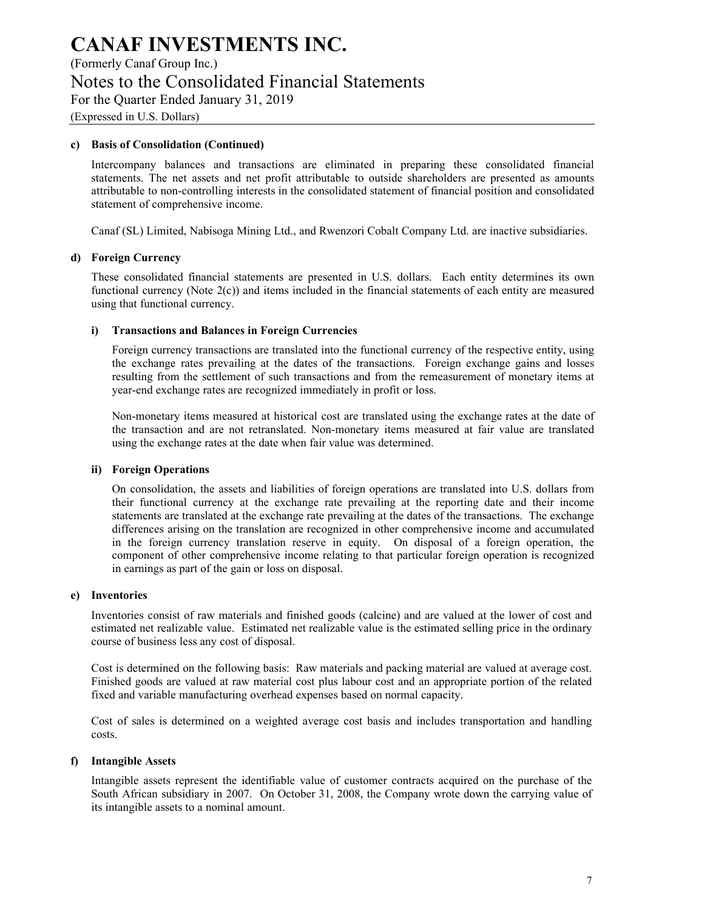**c) Basis of Consolidation (Continued)**

Intercompany balances and transactions are eliminated in preparing these consolidated financial statements. The net assets and net profit attributable to outside shareholders are presented as amounts attributable to non-controlling interests in the consolidated statement of financial position and consolidated statement of comprehensive income.

Canaf (SL) Limited, Nabisoga Mining Ltd., and Rwenzori Cobalt Company Ltd. are inactive subsidiaries.

**d) Foreign Currency**

These consolidated financial statements are presented in U.S. dollars. Each entity determines its own functional currency (Note 2(c)) and items included in the financial statements of each entity are measured using that functional currency.

**i) Transactions and Balances in Foreign Currencies**

Foreign currency transactions are translated into the functional currency of the respective entity, using the exchange rates prevailing at the dates of the transactions. Foreign exchange gains and losses resulting from the settlement of such transactions and from the remeasurement of monetary items at year-end exchange rates are recognized immediately in profit or loss.

Non-monetary items measured at historical cost are translated using the exchange rates at the date of the transaction and are not retranslated. Non-monetary items measured at fair value are translated using the exchange rates at the date when fair value was determined.

**ii) Foreign Operations**

On consolidation, the assets and liabilities of foreign operations are translated into U.S. dollars from their functional currency at the exchange rate prevailing at the reporting date and their income statements are translated at the exchange rate prevailing at the dates of the transactions. The exchange differences arising on the translation are recognized in other comprehensive income and accumulated in the foreign currency translation reserve in equity. On disposal of a foreign operation, the component of other comprehensive income relating to that particular foreign operation is recognized in earnings as part of the gain or loss on disposal.

**e) Inventories**

Inventories consist of raw materials and finished goods (calcine) and are valued at the lower of cost and estimated net realizable value. Estimated net realizable value is the estimated selling price in the ordinary course of business less any cost of disposal.

Cost is determined on the following basis: Raw materials and packing material are valued at average cost. Finished goods are valued at raw material cost plus labour cost and an appropriate portion of the related fixed and variable manufacturing overhead expenses based on normal capacity.

Cost of sales is determined on a weighted average cost basis and includes transportation and handling costs.

**f) Intangible Assets**

Intangible assets represent the identifiable value of customer contracts acquired on the purchase of the South African subsidiary in 2007. On October 31, 2008, the Company wrote down the carrying value of its intangible assets to a nominal amount.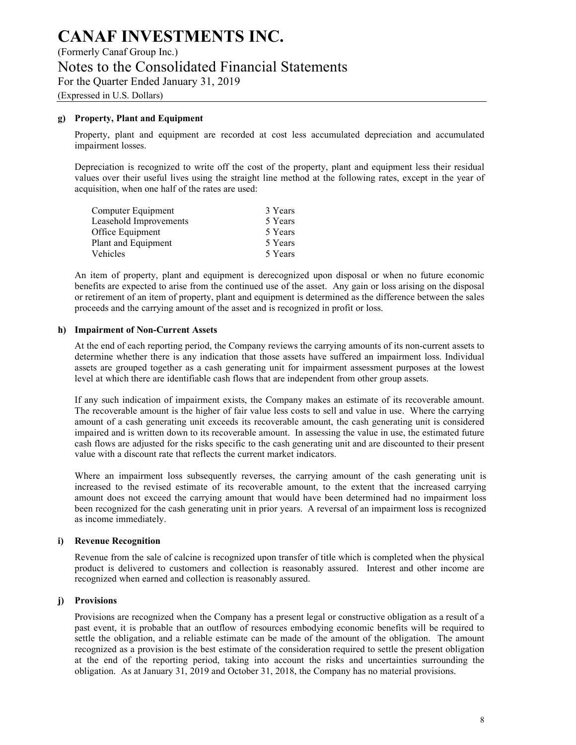**g) Property, Plant and Equipment**

Property, plant and equipment are recorded at cost less accumulated depreciation and accumulated impairment losses.

Depreciation is recognized to write off the cost of the property, plant and equipment less their residual values over their useful lives using the straight line method at the following rates, except in the year of acquisition, when one half of the rates are used:

| | |
|---|---|
| Computer Equipment | 3 Years |
| Leasehold Improvements | 5 Years |
| Office Equipment | 5 Years |
| Plant and Equipment | 5 Years |
| Vehicles | 5 Years |

An item of property, plant and equipment is derecognized upon disposal or when no future economic benefits are expected to arise from the continued use of the asset. Any gain or loss arising on the disposal or retirement of an item of property, plant and equipment is determined as the difference between the sales proceeds and the carrying amount of the asset and is recognized in profit or loss.

**h) Impairment of Non-Current Assets**

At the end of each reporting period, the Company reviews the carrying amounts of its non-current assets to determine whether there is any indication that those assets have suffered an impairment loss. Individual assets are grouped together as a cash generating unit for impairment assessment purposes at the lowest level at which there are identifiable cash flows that are independent from other group assets.

If any such indication of impairment exists, the Company makes an estimate of its recoverable amount. The recoverable amount is the higher of fair value less costs to sell and value in use. Where the carrying amount of a cash generating unit exceeds its recoverable amount, the cash generating unit is considered impaired and is written down to its recoverable amount. In assessing the value in use, the estimated future cash flows are adjusted for the risks specific to the cash generating unit and are discounted to their present value with a discount rate that reflects the current market indicators.

Where an impairment loss subsequently reverses, the carrying amount of the cash generating unit is increased to the revised estimate of its recoverable amount, to the extent that the increased carrying amount does not exceed the carrying amount that would have been determined had no impairment loss been recognized for the cash generating unit in prior years. A reversal of an impairment loss is recognized as income immediately.

**i) Revenue Recognition**

Revenue from the sale of calcine is recognized upon transfer of title which is completed when the physical product is delivered to customers and collection is reasonably assured. Interest and other income are recognized when earned and collection is reasonably assured.

**j) Provisions**

Provisions are recognized when the Company has a present legal or constructive obligation as a result of a past event, it is probable that an outflow of resources embodying economic benefits will be required to settle the obligation, and a reliable estimate can be made of the amount of the obligation. The amount recognized as a provision is the best estimate of the consideration required to settle the present obligation at the end of the reporting period, taking into account the risks and uncertainties surrounding the obligation. As at January 31, 2019 and October 31, 2018, the Company has no material provisions.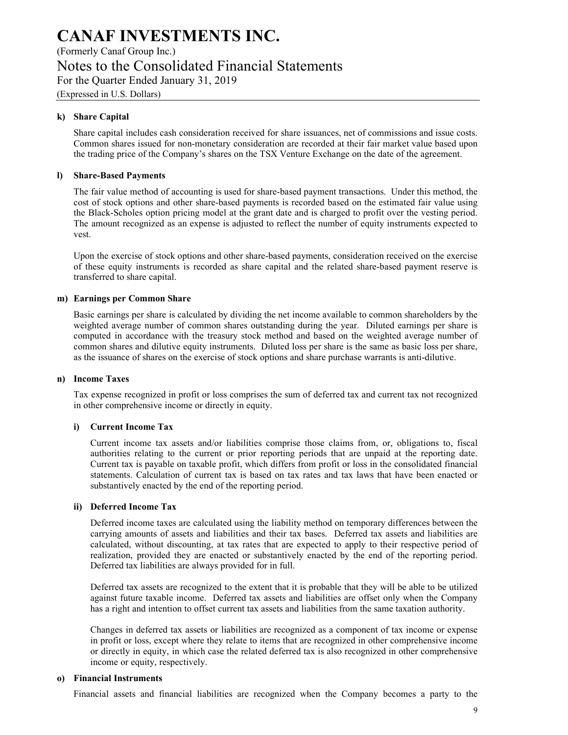**k) Share Capital**

Share capital includes cash consideration received for share issuances, net of commissions and issue costs. Common shares issued for non-monetary consideration are recorded at their fair market value based upon the trading price of the Company's shares on the TSX Venture Exchange on the date of the agreement.

**l) Share-Based Payments**

The fair value method of accounting is used for share-based payment transactions. Under this method, the cost of stock options and other share-based payments is recorded based on the estimated fair value using the Black-Scholes option pricing model at the grant date and is charged to profit over the vesting period. The amount recognized as an expense is adjusted to reflect the number of equity instruments expected to vest.

Upon the exercise of stock options and other share-based payments, consideration received on the exercise of these equity instruments is recorded as share capital and the related share-based payment reserve is transferred to share capital.

**m) Earnings per Common Share**

Basic earnings per share is calculated by dividing the net income available to common shareholders by the weighted average number of common shares outstanding during the year. Diluted earnings per share is computed in accordance with the treasury stock method and based on the weighted average number of common shares and dilutive equity instruments. Diluted loss per share is the same as basic loss per share, as the issuance of shares on the exercise of stock options and share purchase warrants is anti-dilutive.

**n) Income Taxes**

Tax expense recognized in profit or loss comprises the sum of deferred tax and current tax not recognized in other comprehensive income or directly in equity.

**i) Current Income Tax**

Current income tax assets and/or liabilities comprise those claims from, or, obligations to, fiscal authorities relating to the current or prior reporting periods that are unpaid at the reporting date. Current tax is payable on taxable profit, which differs from profit or loss in the consolidated financial statements. Calculation of current tax is based on tax rates and tax laws that have been enacted or substantively enacted by the end of the reporting period.

**ii) Deferred Income Tax**

Deferred income taxes are calculated using the liability method on temporary differences between the carrying amounts of assets and liabilities and their tax bases. Deferred tax assets and liabilities are calculated, without discounting, at tax rates that are expected to apply to their respective period of realization, provided they are enacted or substantively enacted by the end of the reporting period. Deferred tax liabilities are always provided for in full.

Deferred tax assets are recognized to the extent that it is probable that they will be able to be utilized against future taxable income. Deferred tax assets and liabilities are offset only when the Company has a right and intention to offset current tax assets and liabilities from the same taxation authority.

Changes in deferred tax assets or liabilities are recognized as a component of tax income or expense in profit or loss, except where they relate to items that are recognized in other comprehensive income or directly in equity, in which case the related deferred tax is also recognized in other comprehensive income or equity, respectively.

**o) Financial Instruments**

Financial assets and financial liabilities are recognized when the Company becomes a party to the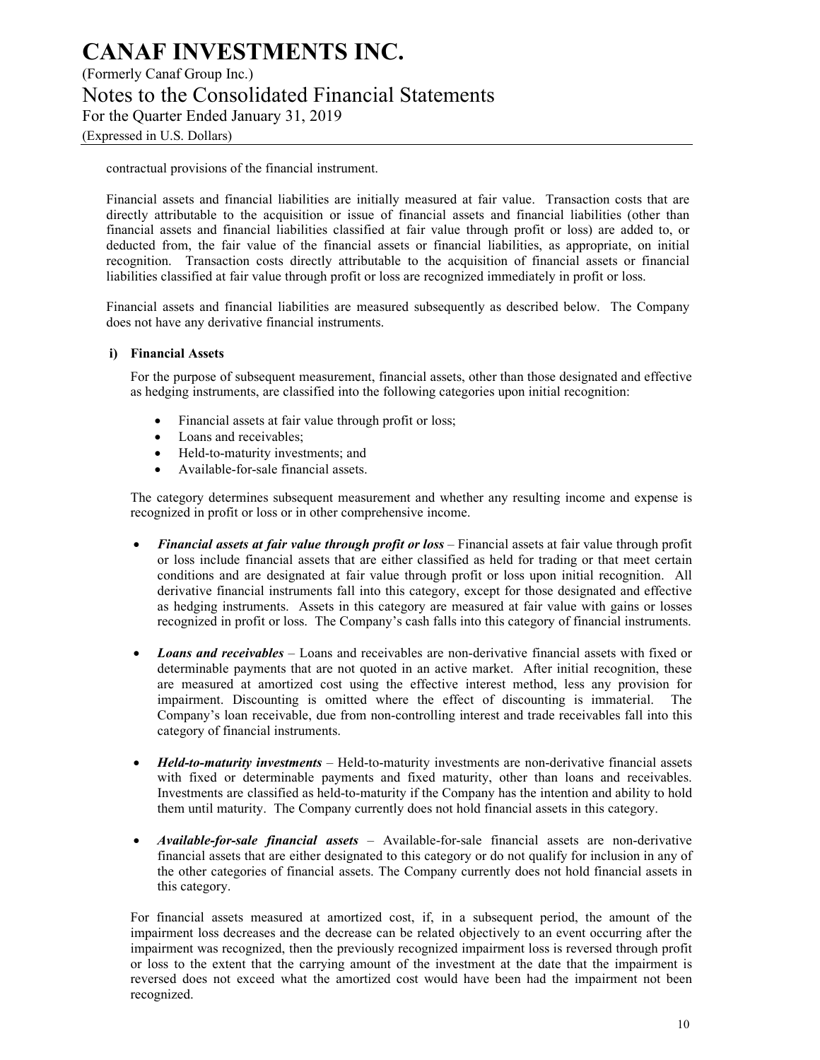contractual provisions of the financial instrument.

Financial assets and financial liabilities are initially measured at fair value. Transaction costs that are directly attributable to the acquisition or issue of financial assets and financial liabilities (other than financial assets and financial liabilities classified at fair value through profit or loss) are added to, or deducted from, the fair value of the financial assets or financial liabilities, as appropriate, on initial recognition. Transaction costs directly attributable to the acquisition of financial assets or financial liabilities classified at fair value through profit or loss are recognized immediately in profit or loss.

Financial assets and financial liabilities are measured subsequently as described below. The Company does not have any derivative financial instruments.

**i) Financial Assets**

For the purpose of subsequent measurement, financial assets, other than those designated and effective as hedging instruments, are classified into the following categories upon initial recognition:

- Financial assets at fair value through profit or loss;
- Loans and receivables;
- Held-to-maturity investments; and
- Available-for-sale financial assets.

The category determines subsequent measurement and whether any resulting income and expense is recognized in profit or loss or in other comprehensive income.

- ***Financial assets at fair value through profit or loss*** – Financial assets at fair value through profit or loss include financial assets that are either classified as held for trading or that meet certain conditions and are designated at fair value through profit or loss upon initial recognition. All derivative financial instruments fall into this category, except for those designated and effective as hedging instruments. Assets in this category are measured at fair value with gains or losses recognized in profit or loss. The Company's cash falls into this category of financial instruments.

- ***Loans and receivables*** – Loans and receivables are non-derivative financial assets with fixed or determinable payments that are not quoted in an active market. After initial recognition, these are measured at amortized cost using the effective interest method, less any provision for impairment. Discounting is omitted where the effect of discounting is immaterial. The Company's loan receivable, due from non-controlling interest and trade receivables fall into this category of financial instruments.

- ***Held-to-maturity investments*** – Held-to-maturity investments are non-derivative financial assets with fixed or determinable payments and fixed maturity, other than loans and receivables. Investments are classified as held-to-maturity if the Company has the intention and ability to hold them until maturity. The Company currently does not hold financial assets in this category.

- ***Available-for-sale financial assets*** – Available-for-sale financial assets are non-derivative financial assets that are either designated to this category or do not qualify for inclusion in any of the other categories of financial assets. The Company currently does not hold financial assets in this category.

For financial assets measured at amortized cost, if, in a subsequent period, the amount of the impairment loss decreases and the decrease can be related objectively to an event occurring after the impairment was recognized, then the previously recognized impairment loss is reversed through profit or loss to the extent that the carrying amount of the investment at the date that the impairment is reversed does not exceed what the amortized cost would have been had the impairment not been recognized.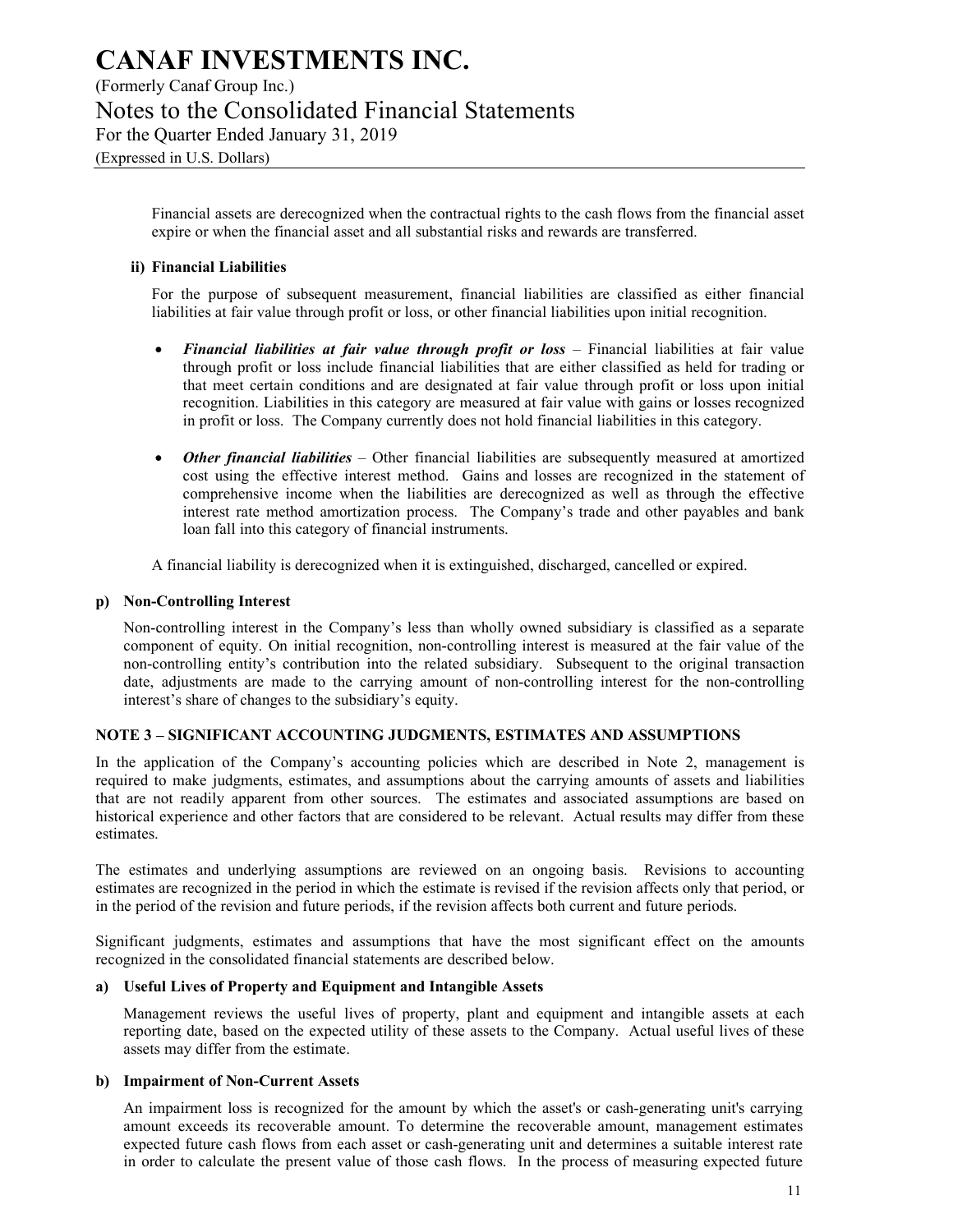Financial assets are derecognized when the contractual rights to the cash flows from the financial asset expire or when the financial asset and all substantial risks and rewards are transferred.

**ii) Financial Liabilities**

For the purpose of subsequent measurement, financial liabilities are classified as either financial liabilities at fair value through profit or loss, or other financial liabilities upon initial recognition.

- ***Financial liabilities at fair value through profit or loss*** – Financial liabilities at fair value through profit or loss include financial liabilities that are either classified as held for trading or that meet certain conditions and are designated at fair value through profit or loss upon initial recognition. Liabilities in this category are measured at fair value with gains or losses recognized in profit or loss. The Company currently does not hold financial liabilities in this category.

- ***Other financial liabilities*** – Other financial liabilities are subsequently measured at amortized cost using the effective interest method. Gains and losses are recognized in the statement of comprehensive income when the liabilities are derecognized as well as through the effective interest rate method amortization process. The Company's trade and other payables and bank loan fall into this category of financial instruments.

A financial liability is derecognized when it is extinguished, discharged, cancelled or expired.

**p) Non-Controlling Interest**

Non-controlling interest in the Company's less than wholly owned subsidiary is classified as a separate component of equity. On initial recognition, non-controlling interest is measured at the fair value of the non-controlling entity's contribution into the related subsidiary. Subsequent to the original transaction date, adjustments are made to the carrying amount of non-controlling interest for the non-controlling interest's share of changes to the subsidiary's equity.

## NOTE 3 – SIGNIFICANT ACCOUNTING JUDGMENTS, ESTIMATES AND ASSUMPTIONS

In the application of the Company's accounting policies which are described in Note 2, management is required to make judgments, estimates, and assumptions about the carrying amounts of assets and liabilities that are not readily apparent from other sources. The estimates and associated assumptions are based on historical experience and other factors that are considered to be relevant. Actual results may differ from these estimates.

The estimates and underlying assumptions are reviewed on an ongoing basis. Revisions to accounting estimates are recognized in the period in which the estimate is revised if the revision affects only that period, or in the period of the revision and future periods, if the revision affects both current and future periods.

Significant judgments, estimates and assumptions that have the most significant effect on the amounts recognized in the consolidated financial statements are described below.

**a) Useful Lives of Property and Equipment and Intangible Assets**

Management reviews the useful lives of property, plant and equipment and intangible assets at each reporting date, based on the expected utility of these assets to the Company. Actual useful lives of these assets may differ from the estimate.

**b) Impairment of Non-Current Assets**

An impairment loss is recognized for the amount by which the asset's or cash-generating unit's carrying amount exceeds its recoverable amount. To determine the recoverable amount, management estimates expected future cash flows from each asset or cash-generating unit and determines a suitable interest rate in order to calculate the present value of those cash flows. In the process of measuring expected future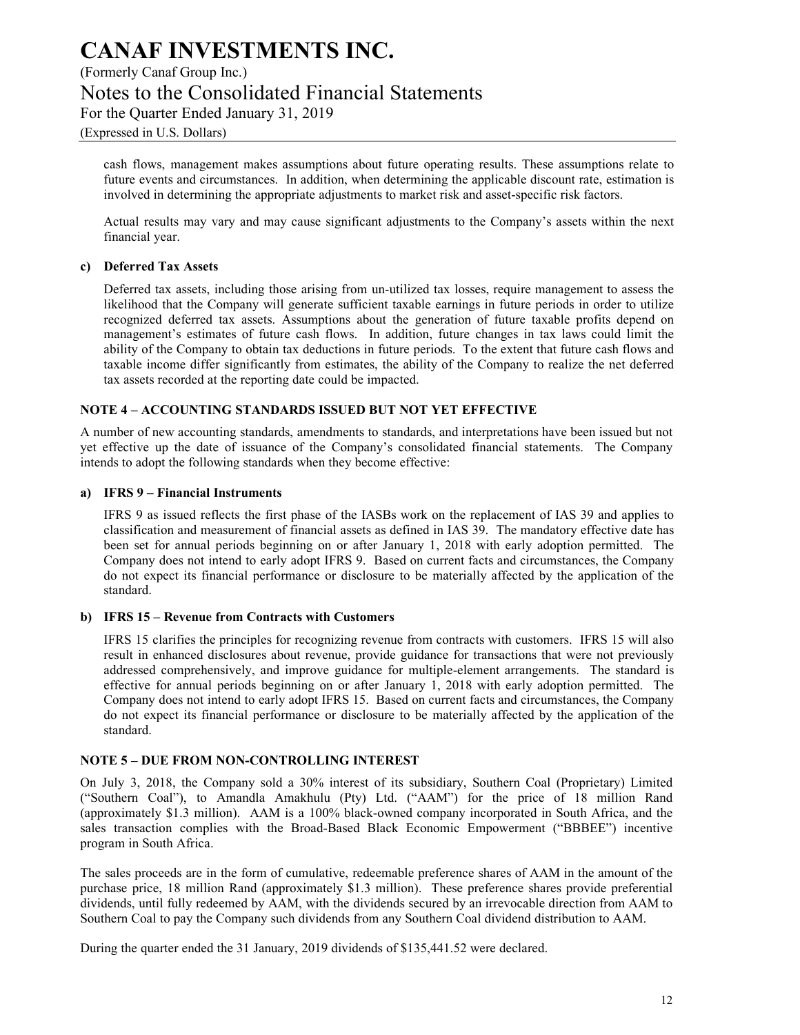cash flows, management makes assumptions about future operating results. These assumptions relate to future events and circumstances. In addition, when determining the applicable discount rate, estimation is involved in determining the appropriate adjustments to market risk and asset-specific risk factors.

Actual results may vary and may cause significant adjustments to the Company's assets within the next financial year.

**c) Deferred Tax Assets**

Deferred tax assets, including those arising from un-utilized tax losses, require management to assess the likelihood that the Company will generate sufficient taxable earnings in future periods in order to utilize recognized deferred tax assets. Assumptions about the generation of future taxable profits depend on management's estimates of future cash flows. In addition, future changes in tax laws could limit the ability of the Company to obtain tax deductions in future periods. To the extent that future cash flows and taxable income differ significantly from estimates, the ability of the Company to realize the net deferred tax assets recorded at the reporting date could be impacted.

## NOTE 4 – ACCOUNTING STANDARDS ISSUED BUT NOT YET EFFECTIVE

A number of new accounting standards, amendments to standards, and interpretations have been issued but not yet effective up the date of issuance of the Company's consolidated financial statements. The Company intends to adopt the following standards when they become effective:

**a) IFRS 9 – Financial Instruments**

IFRS 9 as issued reflects the first phase of the IASBs work on the replacement of IAS 39 and applies to classification and measurement of financial assets as defined in IAS 39. The mandatory effective date has been set for annual periods beginning on or after January 1, 2018 with early adoption permitted. The Company does not intend to early adopt IFRS 9. Based on current facts and circumstances, the Company do not expect its financial performance or disclosure to be materially affected by the application of the standard.

**b) IFRS 15 – Revenue from Contracts with Customers**

IFRS 15 clarifies the principles for recognizing revenue from contracts with customers. IFRS 15 will also result in enhanced disclosures about revenue, provide guidance for transactions that were not previously addressed comprehensively, and improve guidance for multiple-element arrangements. The standard is effective for annual periods beginning on or after January 1, 2018 with early adoption permitted. The Company does not intend to early adopt IFRS 15. Based on current facts and circumstances, the Company do not expect its financial performance or disclosure to be materially affected by the application of the standard.

## NOTE 5 – DUE FROM NON-CONTROLLING INTEREST

On July 3, 2018, the Company sold a 30% interest of its subsidiary, Southern Coal (Proprietary) Limited ("Southern Coal"), to Amandla Amakhulu (Pty) Ltd. ("AAM") for the price of 18 million Rand (approximately $1.3 million). AAM is a 100% black-owned company incorporated in South Africa, and the sales transaction complies with the Broad-Based Black Economic Empowerment ("BBBEE") incentive program in South Africa.

The sales proceeds are in the form of cumulative, redeemable preference shares of AAM in the amount of the purchase price, 18 million Rand (approximately $1.3 million). These preference shares provide preferential dividends, until fully redeemed by AAM, with the dividends secured by an irrevocable direction from AAM to Southern Coal to pay the Company such dividends from any Southern Coal dividend distribution to AAM.

During the quarter ended the 31 January, 2019 dividends of $135,441.52 were declared.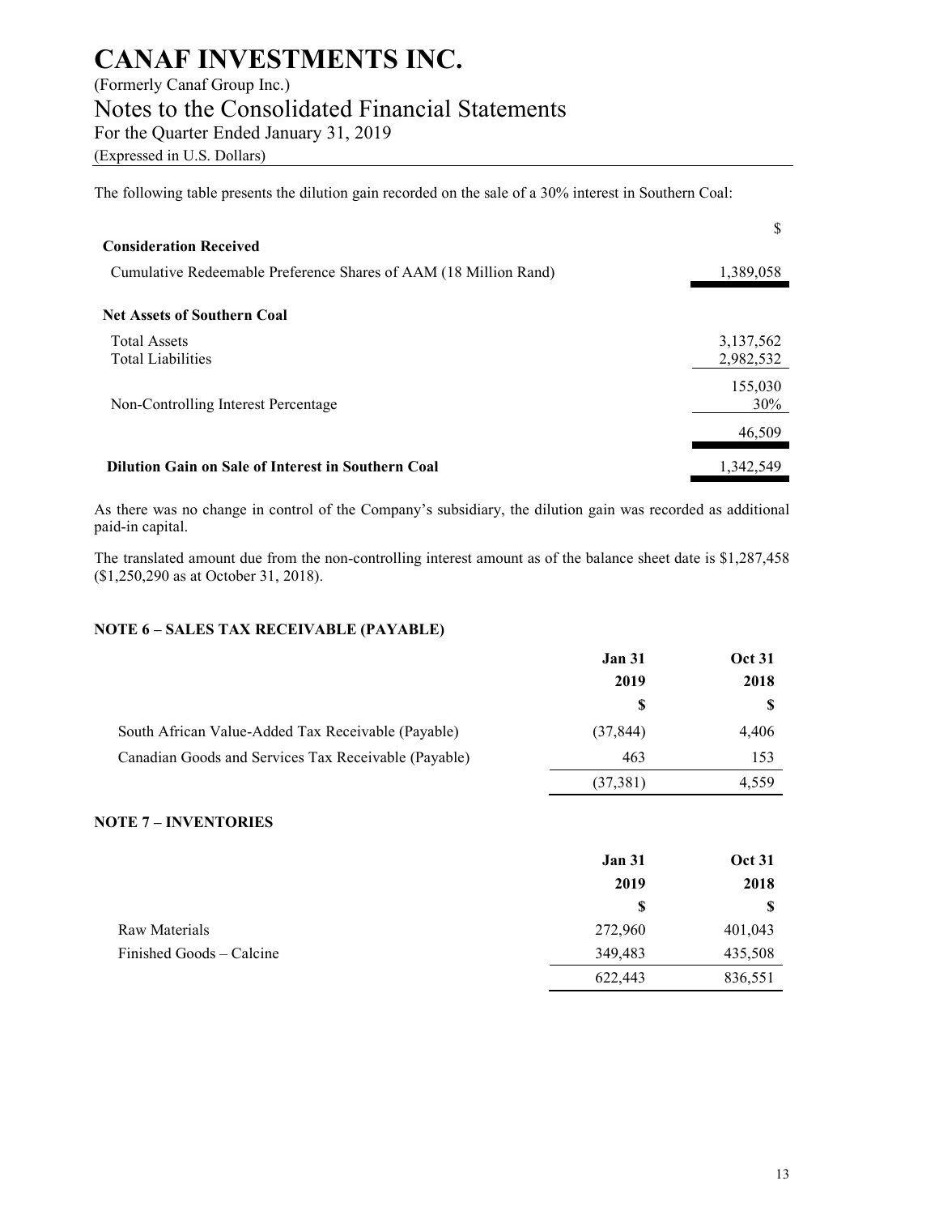The following table presents the dilution gain recorded on the sale of a 30% interest in Southern Coal:

| | $ |
|---|---|
| **Consideration Received** | |
| Cumulative Redeemable Preference Shares of AAM (18 Million Rand) | 1,389,058 |
| **Net Assets of Southern Coal** | |
| Total Assets | 3,137,562 |
| Total Liabilities | 2,982,532 |
| | 155,030 |
| Non-Controlling Interest Percentage | 30% |
| | 46,509 |
| **Dilution Gain on Sale of Interest in Southern Coal** | 1,342,549 |

As there was no change in control of the Company's subsidiary, the dilution gain was recorded as additional paid-in capital.

The translated amount due from the non-controlling interest amount as of the balance sheet date is $1,287,458 ($1,250,290 as at October 31, 2018).

## NOTE 6 – SALES TAX RECEIVABLE (PAYABLE)

| | Jan 31 2019 $ | Oct 31 2018 $ |
|---|---|---|
| South African Value-Added Tax Receivable (Payable) | (37,844) | 4,406 |
| Canadian Goods and Services Tax Receivable (Payable) | 463 | 153 |
| | (37,381) | 4,559 |

## NOTE 7 – INVENTORIES

| | Jan 31 2019 $ | Oct 31 2018 $ |
|---|---|---|
| Raw Materials | 272,960 | 401,043 |
| Finished Goods – Calcine | 349,483 | 435,508 |
| | 622,443 | 836,551 |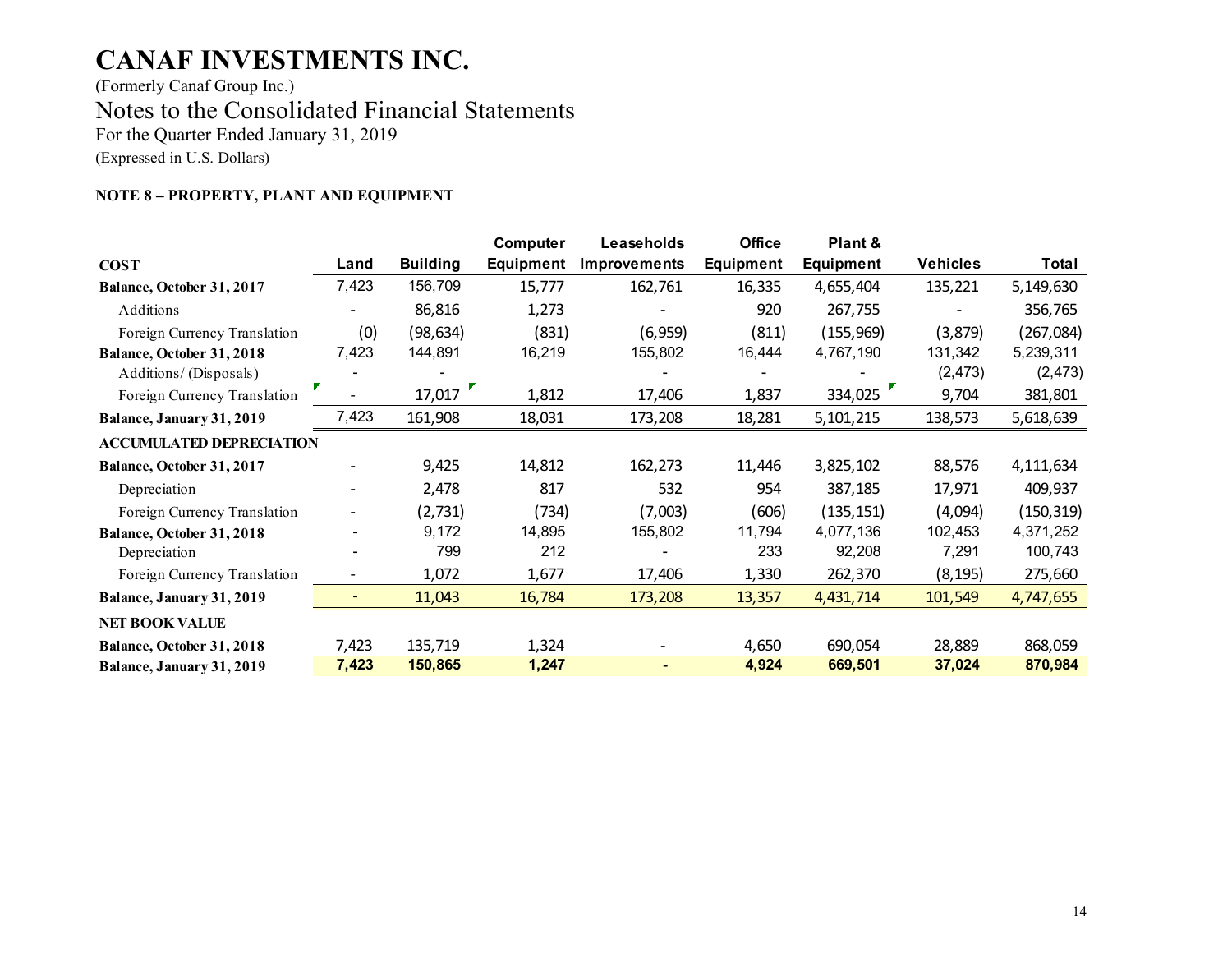# CANAF INVESTMENTS INC.

(Formerly Canaf Group Inc.)

Notes to the Consolidated Financial Statements

For the Quarter Ended January 31, 2019

(Expressed in U.S. Dollars)

**NOTE 8 – PROPERTY, PLANT AND EQUIPMENT**

| COST | Land | Building | Computer Equipment | Leaseholds Improvements | Office Equipment | Plant & Equipment | Vehicles | Total |
|---|---|---|---|---|---|---|---|---|
| **Balance, October 31, 2017** | 7,423 | 156,709 | 15,777 | 162,761 | 16,335 | 4,655,404 | 135,221 | 5,149,630 |
| Additions | - | 86,816 | 1,273 | - | 920 | 267,755 | - | 356,765 |
| Foreign Currency Translation | (0) | (98,634) | (831) | (6,959) | (811) | (155,969) | (3,879) | (267,084) |
| **Balance, October 31, 2018** | 7,423 | 144,891 | 16,219 | 155,802 | 16,444 | 4,767,190 | 131,342 | 5,239,311 |
| Additions/ (Disposals) | - | - | | - | - | - | (2,473) | (2,473) |
| Foreign Currency Translation | - | 17,017 | 1,812 | 17,406 | 1,837 | 334,025 | 9,704 | 381,801 |
| **Balance, January 31, 2019** | 7,423 | 161,908 | 18,031 | 173,208 | 18,281 | 5,101,215 | 138,573 | 5,618,639 |
| **ACCUMULATED DEPRECIATION** | | | | | | | | |
| **Balance, October 31, 2017** | - | 9,425 | 14,812 | 162,273 | 11,446 | 3,825,102 | 88,576 | 4,111,634 |
| Depreciation | - | 2,478 | 817 | 532 | 954 | 387,185 | 17,971 | 409,937 |
| Foreign Currency Translation | - | (2,731) | (734) | (7,003) | (606) | (135,151) | (4,094) | (150,319) |
| **Balance, October 31, 2018** | - | 9,172 | 14,895 | 155,802 | 11,794 | 4,077,136 | 102,453 | 4,371,252 |
| Depreciation | - | 799 | 212 | - | 233 | 92,208 | 7,291 | 100,743 |
| Foreign Currency Translation | - | 1,072 | 1,677 | 17,406 | 1,330 | 262,370 | (8,195) | 275,660 |
| **Balance, January 31, 2019** | - | 11,043 | 16,784 | 173,208 | 13,357 | 4,431,714 | 101,549 | 4,747,655 |
| **NET BOOK VALUE** | | | | | | | | |
| **Balance, October 31, 2018** | 7,423 | 135,719 | 1,324 | - | 4,650 | 690,054 | 28,889 | 868,059 |
| **Balance, January 31, 2019** | **7,423** | **150,865** | **1,247** | **-** | **4,924** | **669,501** | **37,024** | **870,984** |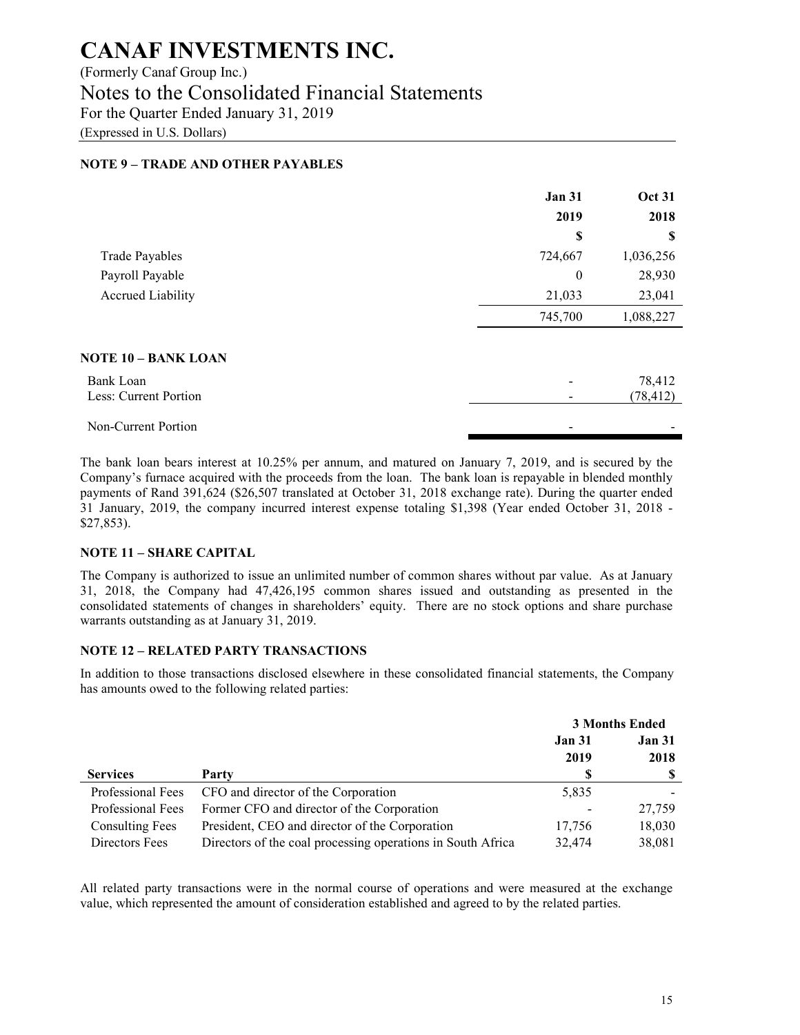# CANAF INVESTMENTS INC.

(Formerly Canaf Group Inc.)

Notes to the Consolidated Financial Statements

For the Quarter Ended January 31, 2019

(Expressed in U.S. Dollars)

### NOTE 9 – TRADE AND OTHER PAYABLES

| | Jan 31 2019 $ | Oct 31 2018 $ |
|---|---|---|
| Trade Payables | 724,667 | 1,036,256 |
| Payroll Payable | 0 | 28,930 |
| Accrued Liability | 21,033 | 23,041 |
| | 745,700 | 1,088,227 |

### NOTE 10 – BANK LOAN

| | | |
|---|---|---|
| Bank Loan | - | 78,412 |
| Less: Current Portion | - | (78,412) |
| Non-Current Portion | - | - |

The bank loan bears interest at 10.25% per annum, and matured on January 7, 2019, and is secured by the Company's furnace acquired with the proceeds from the loan. The bank loan is repayable in blended monthly payments of Rand 391,624 ($26,507 translated at October 31, 2018 exchange rate). During the quarter ended 31 January, 2019, the company incurred interest expense totaling $1,398 (Year ended October 31, 2018 - $27,853).

### NOTE 11 – SHARE CAPITAL

The Company is authorized to issue an unlimited number of common shares without par value. As at January 31, 2018, the Company had 47,426,195 common shares issued and outstanding as presented in the consolidated statements of changes in shareholders' equity. There are no stock options and share purchase warrants outstanding as at January 31, 2019.

### NOTE 12 – RELATED PARTY TRANSACTIONS

In addition to those transactions disclosed elsewhere in these consolidated financial statements, the Company has amounts owed to the following related parties:

| | | 3 Months Ended | |
|---|---|---|---|
| | | Jan 31 2019 | Jan 31 2018 |
| **Services** | **Party** | **$** | **$** |
| Professional Fees | CFO and director of the Corporation | 5,835 | - |
| Professional Fees | Former CFO and director of the Corporation | - | 27,759 |
| Consulting Fees | President, CEO and director of the Corporation | 17,756 | 18,030 |
| Directors Fees | Directors of the coal processing operations in South Africa | 32,474 | 38,081 |

All related party transactions were in the normal course of operations and were measured at the exchange value, which represented the amount of consideration established and agreed to by the related parties.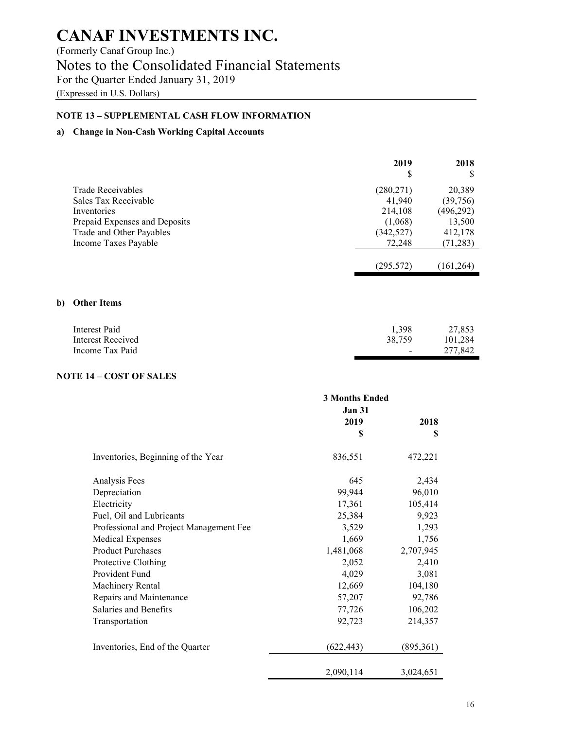# CANAF INVESTMENTS INC.

(Formerly Canaf Group Inc.)

Notes to the Consolidated Financial Statements

For the Quarter Ended January 31, 2019

(Expressed in U.S. Dollars)

**NOTE 13 – SUPPLEMENTAL CASH FLOW INFORMATION**

**a) Change in Non-Cash Working Capital Accounts**

| | 2019<br>$ | 2018<br>$ |
|---|---|---|
| Trade Receivables | (280,271) | 20,389 |
| Sales Tax Receivable | 41,940 | (39,756) |
| Inventories | 214,108 | (496,292) |
| Prepaid Expenses and Deposits | (1,068) | 13,500 |
| Trade and Other Payables | (342,527) | 412,178 |
| Income Taxes Payable | 72,248 | (71,283) |
| | (295,572) | (161,264) |

**b) Other Items**

| | 2019 | 2018 |
|---|---|---|
| Interest Paid | 1,398 | 27,853 |
| Interest Received | 38,759 | 101,284 |
| Income Tax Paid | - | 277,842 |

**NOTE 14 – COST OF SALES**

| | 3 Months Ended Jan 31<br>2019<br>$ | 2018<br>$ |
|---|---|---|
| Inventories, Beginning of the Year | 836,551 | 472,221 |
| Analysis Fees | 645 | 2,434 |
| Depreciation | 99,944 | 96,010 |
| Electricity | 17,361 | 105,414 |
| Fuel, Oil and Lubricants | 25,384 | 9,923 |
| Professional and Project Management Fee | 3,529 | 1,293 |
| Medical Expenses | 1,669 | 1,756 |
| Product Purchases | 1,481,068 | 2,707,945 |
| Protective Clothing | 2,052 | 2,410 |
| Provident Fund | 4,029 | 3,081 |
| Machinery Rental | 12,669 | 104,180 |
| Repairs and Maintenance | 57,207 | 92,786 |
| Salaries and Benefits | 77,726 | 106,202 |
| Transportation | 92,723 | 214,357 |
| Inventories, End of the Quarter | (622,443) | (895,361) |
| | 2,090,114 | 3,024,651 |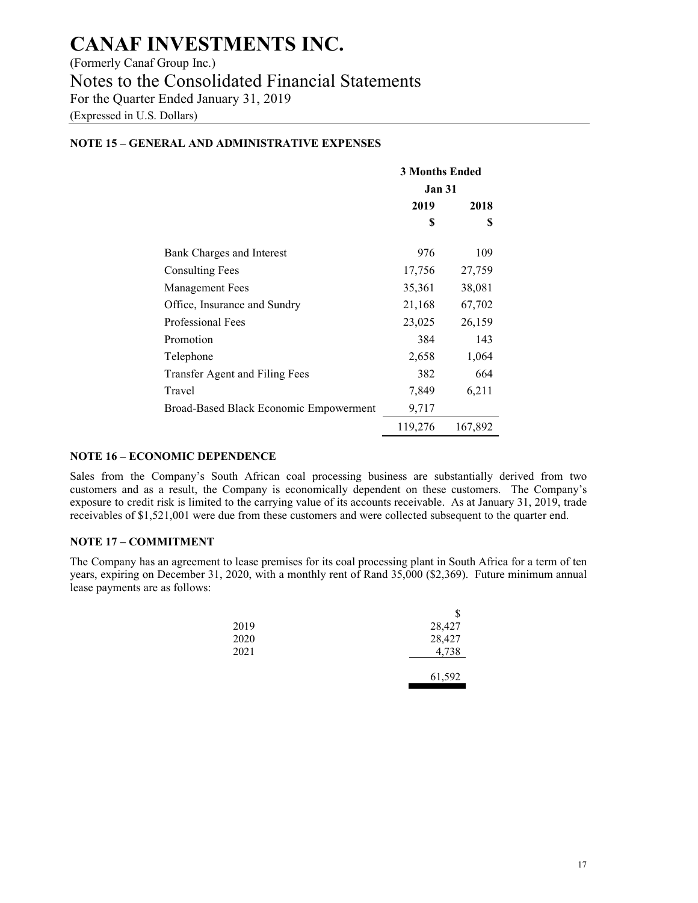# CANAF INVESTMENTS INC.

(Formerly Canaf Group Inc.)

Notes to the Consolidated Financial Statements

For the Quarter Ended January 31, 2019

(Expressed in U.S. Dollars)

## NOTE 15 – GENERAL AND ADMINISTRATIVE EXPENSES

| | 3 Months Ended Jan 31 | |
|---|---|---|
| | **2019** | **2018** |
| | **$** | **$** |
| Bank Charges and Interest | 976 | 109 |
| Consulting Fees | 17,756 | 27,759 |
| Management Fees | 35,361 | 38,081 |
| Office, Insurance and Sundry | 21,168 | 67,702 |
| Professional Fees | 23,025 | 26,159 |
| Promotion | 384 | 143 |
| Telephone | 2,658 | 1,064 |
| Transfer Agent and Filing Fees | 382 | 664 |
| Travel | 7,849 | 6,211 |
| Broad-Based Black Economic Empowerment | 9,717 | |
| | 119,276 | 167,892 |

## NOTE 16 – ECONOMIC DEPENDENCE

Sales from the Company's South African coal processing business are substantially derived from two customers and as a result, the Company is economically dependent on these customers. The Company's exposure to credit risk is limited to the carrying value of its accounts receivable. As at January 31, 2019, trade receivables of $1,521,001 were due from these customers and were collected subsequent to the quarter end.

## NOTE 17 – COMMITMENT

The Company has an agreement to lease premises for its coal processing plant in South Africa for a term of ten years, expiring on December 31, 2020, with a monthly rent of Rand 35,000 ($2,369). Future minimum annual lease payments are as follows:

| | $ |
|---|---|
| 2019 | 28,427 |
| 2020 | 28,427 |
| 2021 | 4,738 |
| | 61,592 |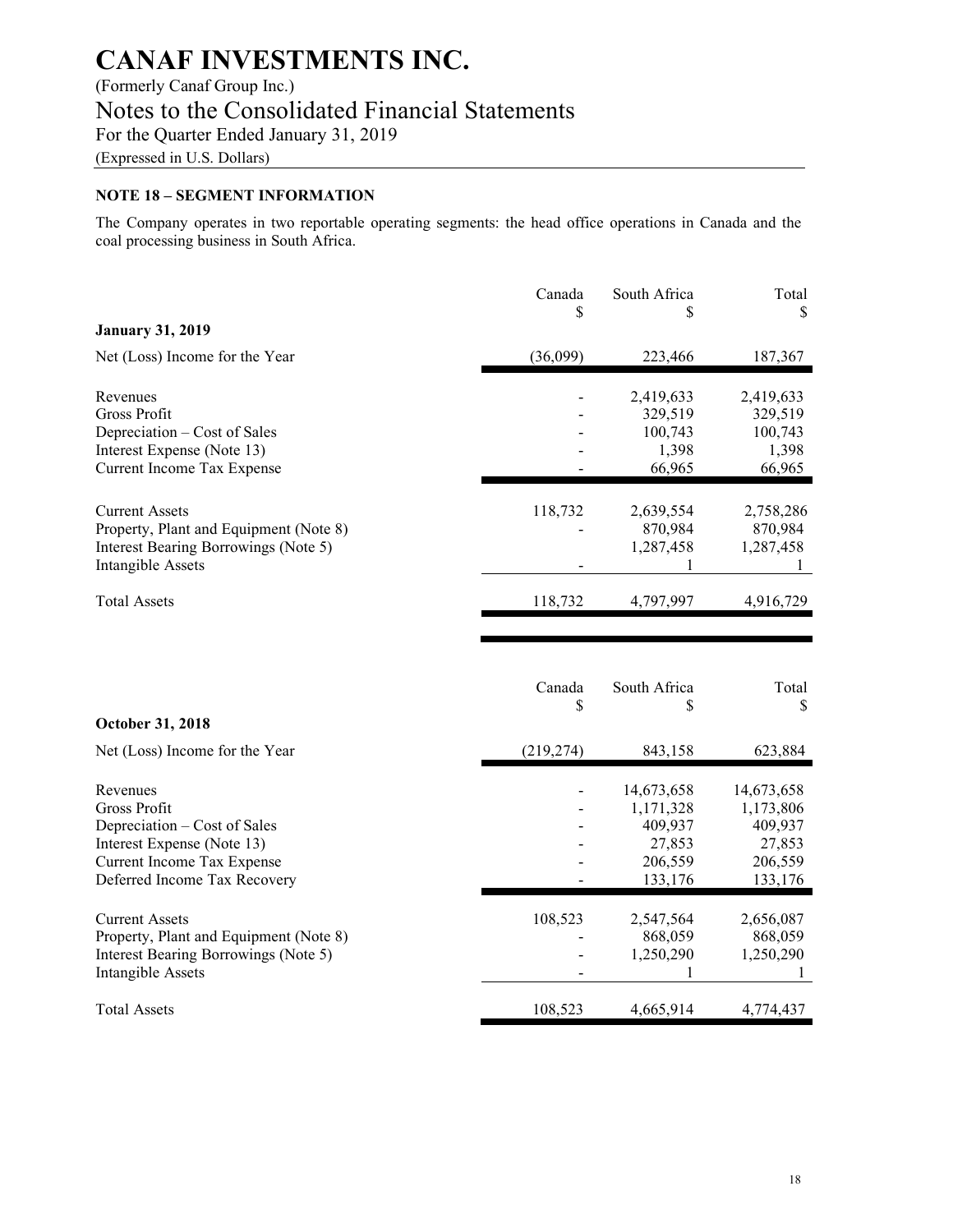# CANAF INVESTMENTS INC.

(Formerly Canaf Group Inc.)

Notes to the Consolidated Financial Statements

For the Quarter Ended January 31, 2019

(Expressed in U.S. Dollars)

### NOTE 18 – SEGMENT INFORMATION

The Company operates in two reportable operating segments: the head office operations in Canada and the coal processing business in South Africa.

| | Canada<br>$ | South Africa<br>$ | Total<br>$ |
|---|---|---|---|
| **January 31, 2019** | | | |
| Net (Loss) Income for the Year | (36,099) | 223,466 | 187,367 |
| Revenues | - | 2,419,633 | 2,419,633 |
| Gross Profit | - | 329,519 | 329,519 |
| Depreciation – Cost of Sales | - | 100,743 | 100,743 |
| Interest Expense (Note 13) | - | 1,398 | 1,398 |
| Current Income Tax Expense | - | 66,965 | 66,965 |
| Current Assets | 118,732 | 2,639,554 | 2,758,286 |
| Property, Plant and Equipment (Note 8) | - | 870,984 | 870,984 |
| Interest Bearing Borrowings (Note 5) | | 1,287,458 | 1,287,458 |
| Intangible Assets | - | 1 | 1 |
| Total Assets | 118,732 | 4,797,997 | 4,916,729 |

| | Canada<br>$ | South Africa<br>$ | Total<br>$ |
|---|---|---|---|
| **October 31, 2018** | | | |
| Net (Loss) Income for the Year | (219,274) | 843,158 | 623,884 |
| Revenues | - | 14,673,658 | 14,673,658 |
| Gross Profit | - | 1,171,328 | 1,173,806 |
| Depreciation – Cost of Sales | - | 409,937 | 409,937 |
| Interest Expense (Note 13) | - | 27,853 | 27,853 |
| Current Income Tax Expense | - | 206,559 | 206,559 |
| Deferred Income Tax Recovery | - | 133,176 | 133,176 |
| Current Assets | 108,523 | 2,547,564 | 2,656,087 |
| Property, Plant and Equipment (Note 8) | - | 868,059 | 868,059 |
| Interest Bearing Borrowings (Note 5) | - | 1,250,290 | 1,250,290 |
| Intangible Assets | - | 1 | 1 |
| Total Assets | 108,523 | 4,665,914 | 4,774,437 |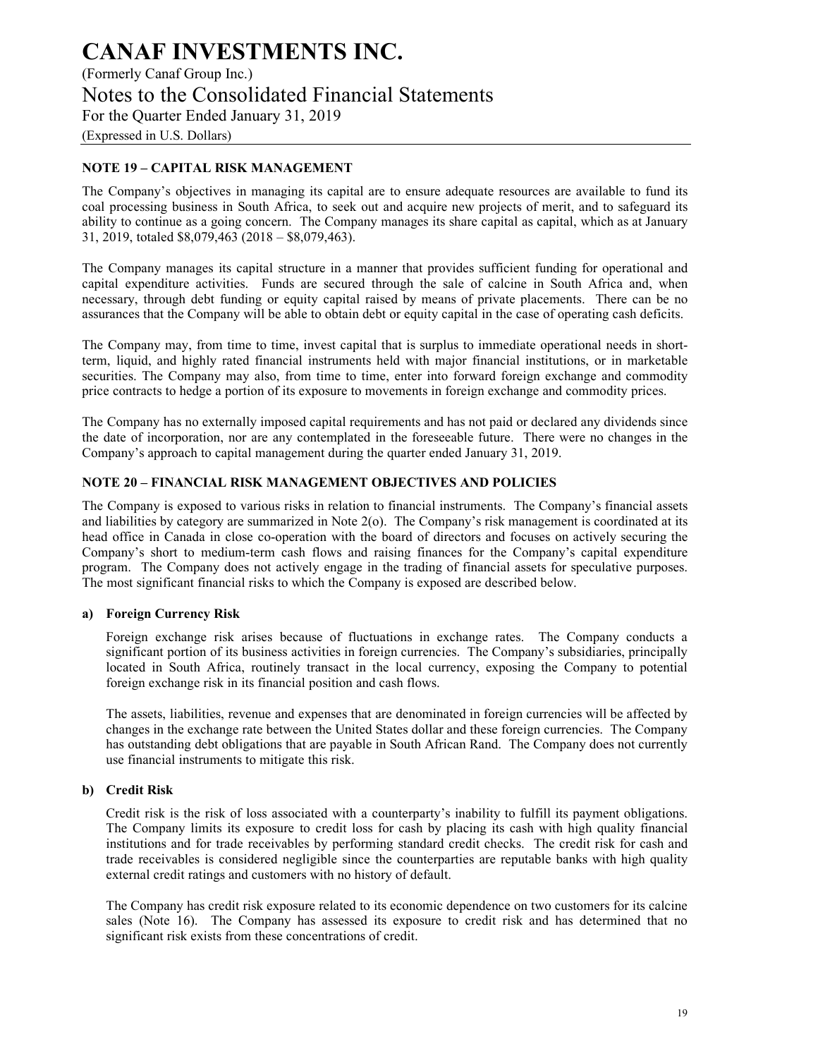# CANAF INVESTMENTS INC.

(Formerly Canaf Group Inc.)

Notes to the Consolidated Financial Statements

For the Quarter Ended January 31, 2019

(Expressed in U.S. Dollars)

## NOTE 19 – CAPITAL RISK MANAGEMENT

The Company's objectives in managing its capital are to ensure adequate resources are available to fund its coal processing business in South Africa, to seek out and acquire new projects of merit, and to safeguard its ability to continue as a going concern. The Company manages its share capital as capital, which as at January 31, 2019, totaled $8,079,463 (2018 – $8,079,463).

The Company manages its capital structure in a manner that provides sufficient funding for operational and capital expenditure activities. Funds are secured through the sale of calcine in South Africa and, when necessary, through debt funding or equity capital raised by means of private placements. There can be no assurances that the Company will be able to obtain debt or equity capital in the case of operating cash deficits.

The Company may, from time to time, invest capital that is surplus to immediate operational needs in short-term, liquid, and highly rated financial instruments held with major financial institutions, or in marketable securities. The Company may also, from time to time, enter into forward foreign exchange and commodity price contracts to hedge a portion of its exposure to movements in foreign exchange and commodity prices.

The Company has no externally imposed capital requirements and has not paid or declared any dividends since the date of incorporation, nor are any contemplated in the foreseeable future. There were no changes in the Company's approach to capital management during the quarter ended January 31, 2019.

## NOTE 20 – FINANCIAL RISK MANAGEMENT OBJECTIVES AND POLICIES

The Company is exposed to various risks in relation to financial instruments. The Company's financial assets and liabilities by category are summarized in Note 2(o). The Company's risk management is coordinated at its head office in Canada in close co-operation with the board of directors and focuses on actively securing the Company's short to medium-term cash flows and raising finances for the Company's capital expenditure program. The Company does not actively engage in the trading of financial assets for speculative purposes. The most significant financial risks to which the Company is exposed are described below.

### a) Foreign Currency Risk

Foreign exchange risk arises because of fluctuations in exchange rates. The Company conducts a significant portion of its business activities in foreign currencies. The Company's subsidiaries, principally located in South Africa, routinely transact in the local currency, exposing the Company to potential foreign exchange risk in its financial position and cash flows.

The assets, liabilities, revenue and expenses that are denominated in foreign currencies will be affected by changes in the exchange rate between the United States dollar and these foreign currencies. The Company has outstanding debt obligations that are payable in South African Rand. The Company does not currently use financial instruments to mitigate this risk.

### b) Credit Risk

Credit risk is the risk of loss associated with a counterparty's inability to fulfill its payment obligations. The Company limits its exposure to credit loss for cash by placing its cash with high quality financial institutions and for trade receivables by performing standard credit checks. The credit risk for cash and trade receivables is considered negligible since the counterparties are reputable banks with high quality external credit ratings and customers with no history of default.

The Company has credit risk exposure related to its economic dependence on two customers for its calcine sales (Note 16). The Company has assessed its exposure to credit risk and has determined that no significant risk exists from these concentrations of credit.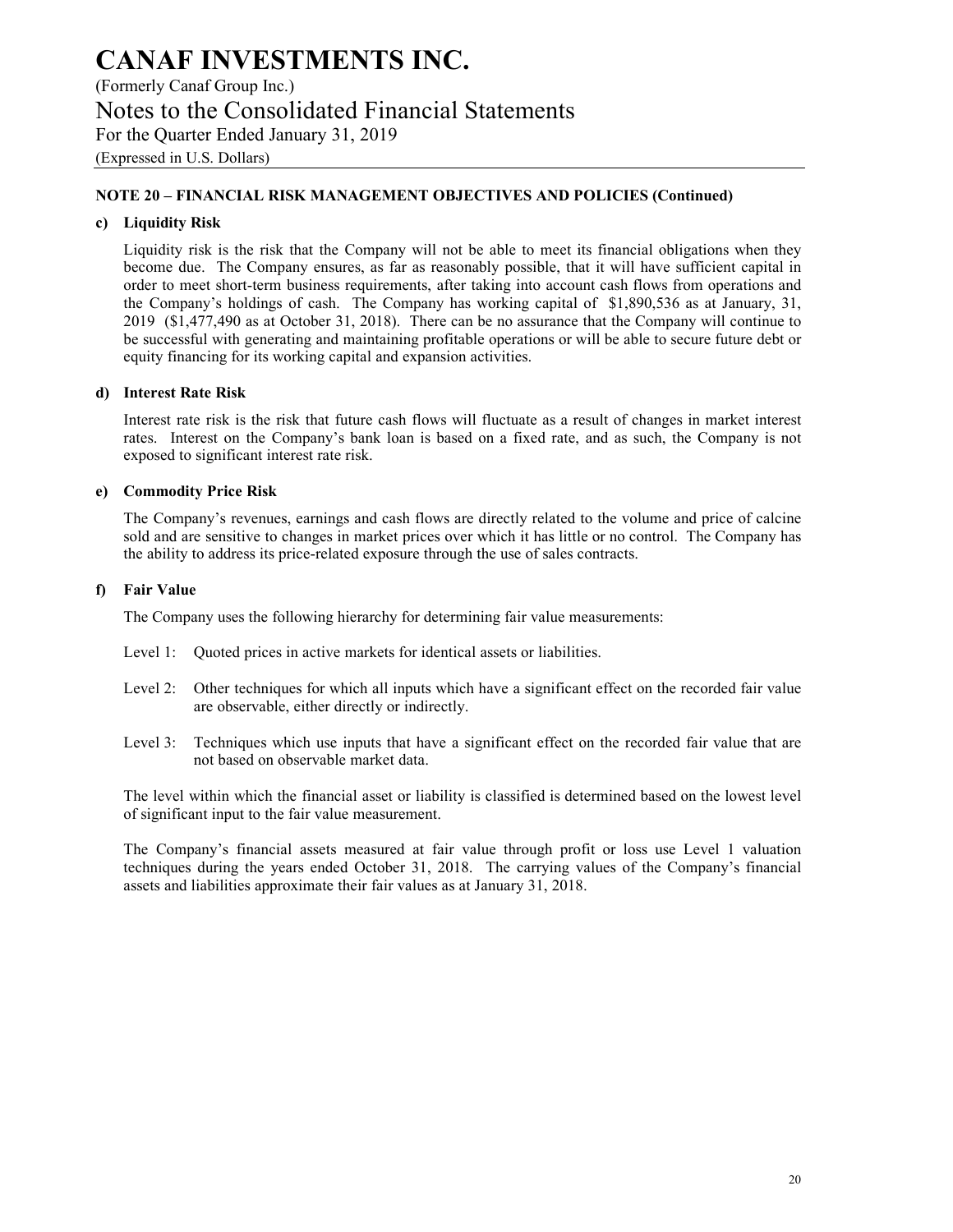## NOTE 20 – FINANCIAL RISK MANAGEMENT OBJECTIVES AND POLICIES (Continued)

### c) Liquidity Risk

Liquidity risk is the risk that the Company will not be able to meet its financial obligations when they become due. The Company ensures, as far as reasonably possible, that it will have sufficient capital in order to meet short-term business requirements, after taking into account cash flows from operations and the Company's holdings of cash. The Company has working capital of $1,890,536 as at January, 31, 2019 ($1,477,490 as at October 31, 2018). There can be no assurance that the Company will continue to be successful with generating and maintaining profitable operations or will be able to secure future debt or equity financing for its working capital and expansion activities.

### d) Interest Rate Risk

Interest rate risk is the risk that future cash flows will fluctuate as a result of changes in market interest rates. Interest on the Company's bank loan is based on a fixed rate, and as such, the Company is not exposed to significant interest rate risk.

### e) Commodity Price Risk

The Company's revenues, earnings and cash flows are directly related to the volume and price of calcine sold and are sensitive to changes in market prices over which it has little or no control. The Company has the ability to address its price-related exposure through the use of sales contracts.

### f) Fair Value

The Company uses the following hierarchy for determining fair value measurements:

Level 1: Quoted prices in active markets for identical assets or liabilities.

Level 2: Other techniques for which all inputs which have a significant effect on the recorded fair value are observable, either directly or indirectly.

Level 3: Techniques which use inputs that have a significant effect on the recorded fair value that are not based on observable market data.

The level within which the financial asset or liability is classified is determined based on the lowest level of significant input to the fair value measurement.

The Company's financial assets measured at fair value through profit or loss use Level 1 valuation techniques during the years ended October 31, 2018. The carrying values of the Company's financial assets and liabilities approximate their fair values as at January 31, 2018.